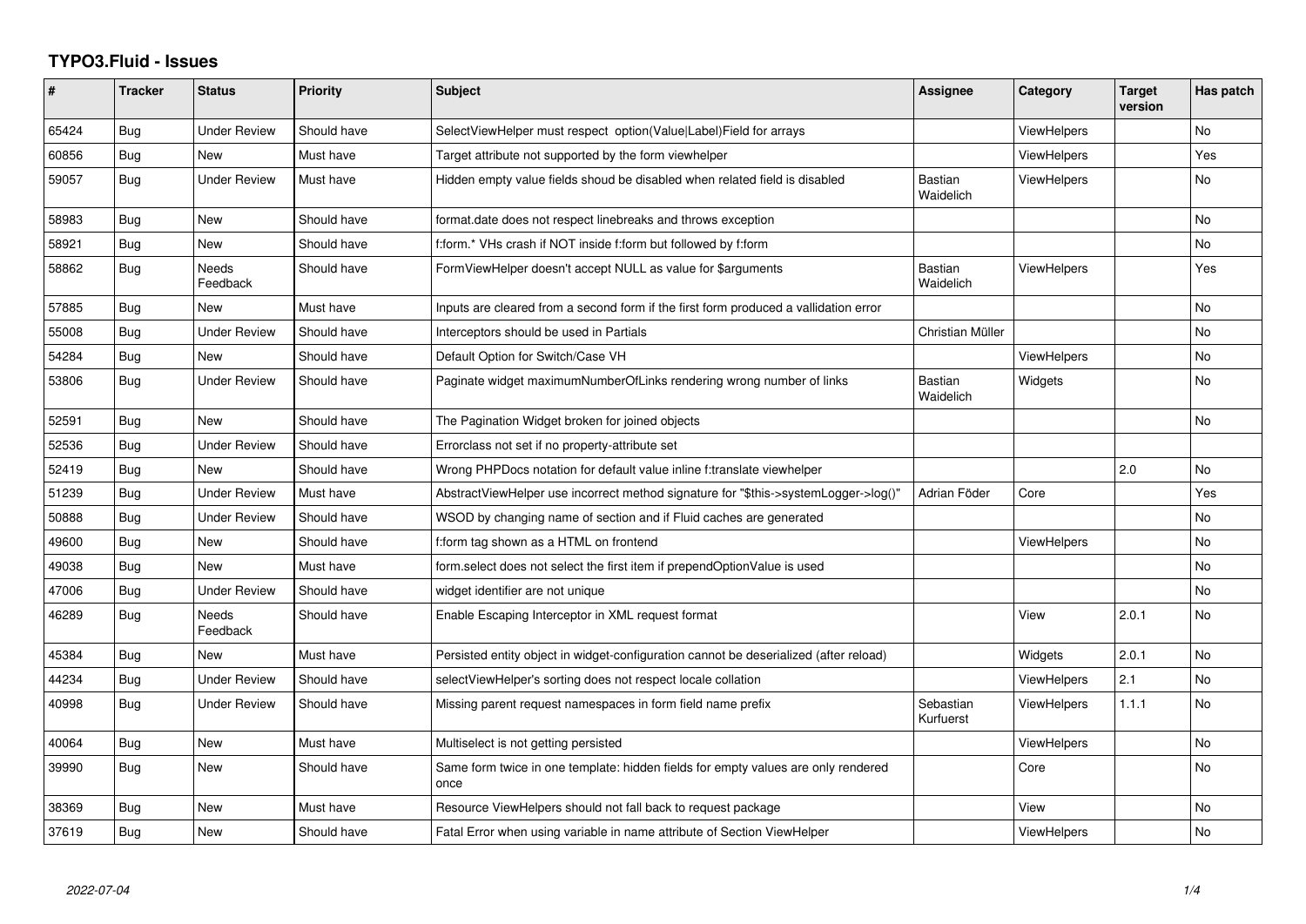# TYPO3.Fluid - Issues

| # | Tracker | Status | Priority | Subject | Assignee | Category | Target version | Has patch |
|---|---|---|---|---|---|---|---|---|
| 65424 | Bug | Under Review | Should have | SelectViewHelper must respect option(Value\|Label)Field for arrays | | ViewHelpers | | No |
| 60856 | Bug | New | Must have | Target attribute not supported by the form viewhelper | | ViewHelpers | | Yes |
| 59057 | Bug | Under Review | Must have | Hidden empty value fields shoud be disabled when related field is disabled | Bastian Waidelich | ViewHelpers | | No |
| 58983 | Bug | New | Should have | format.date does not respect linebreaks and throws exception | | | | No |
| 58921 | Bug | New | Should have | f:form.* VHs crash if NOT inside f:form but followed by f:form | | | | No |
| 58862 | Bug | Needs Feedback | Should have | FormViewHelper doesn't accept NULL as value for $arguments | Bastian Waidelich | ViewHelpers | | Yes |
| 57885 | Bug | New | Must have | Inputs are cleared from a second form if the first form produced a vallidation error | | | | No |
| 55008 | Bug | Under Review | Should have | Interceptors should be used in Partials | Christian Müller | | | No |
| 54284 | Bug | New | Should have | Default Option for Switch/Case VH | | ViewHelpers | | No |
| 53806 | Bug | Under Review | Should have | Paginate widget maximumNumberOfLinks rendering wrong number of links | Bastian Waidelich | Widgets | | No |
| 52591 | Bug | New | Should have | The Pagination Widget broken for joined objects | | | | No |
| 52536 | Bug | Under Review | Should have | Errorclass not set if no property-attribute set | | | | |
| 52419 | Bug | New | Should have | Wrong PHPDocs notation for default value inline f:translate viewhelper | | | 2.0 | No |
| 51239 | Bug | Under Review | Must have | AbstractViewHelper use incorrect method signature for "$this->systemLogger->log()" | Adrian Föder | Core | | Yes |
| 50888 | Bug | Under Review | Should have | WSOD by changing name of section and if Fluid caches are generated | | | | No |
| 49600 | Bug | New | Should have | f:form tag shown as a HTML on frontend | | ViewHelpers | | No |
| 49038 | Bug | New | Must have | form.select does not select the first item if prependOptionValue is used | | | | No |
| 47006 | Bug | Under Review | Should have | widget identifier are not unique | | | | No |
| 46289 | Bug | Needs Feedback | Should have | Enable Escaping Interceptor in XML request format | | View | 2.0.1 | No |
| 45384 | Bug | New | Must have | Persisted entity object in widget-configuration cannot be deserialized (after reload) | | Widgets | 2.0.1 | No |
| 44234 | Bug | Under Review | Should have | selectViewHelper's sorting does not respect locale collation | | ViewHelpers | 2.1 | No |
| 40998 | Bug | Under Review | Should have | Missing parent request namespaces in form field name prefix | Sebastian Kurfuerst | ViewHelpers | 1.1.1 | No |
| 40064 | Bug | New | Must have | Multiselect is not getting persisted | | ViewHelpers | | No |
| 39990 | Bug | New | Should have | Same form twice in one template: hidden fields for empty values are only rendered once | | Core | | No |
| 38369 | Bug | New | Must have | Resource ViewHelpers should not fall back to request package | | View | | No |
| 37619 | Bug | New | Should have | Fatal Error when using variable in name attribute of Section ViewHelper | | ViewHelpers | | No |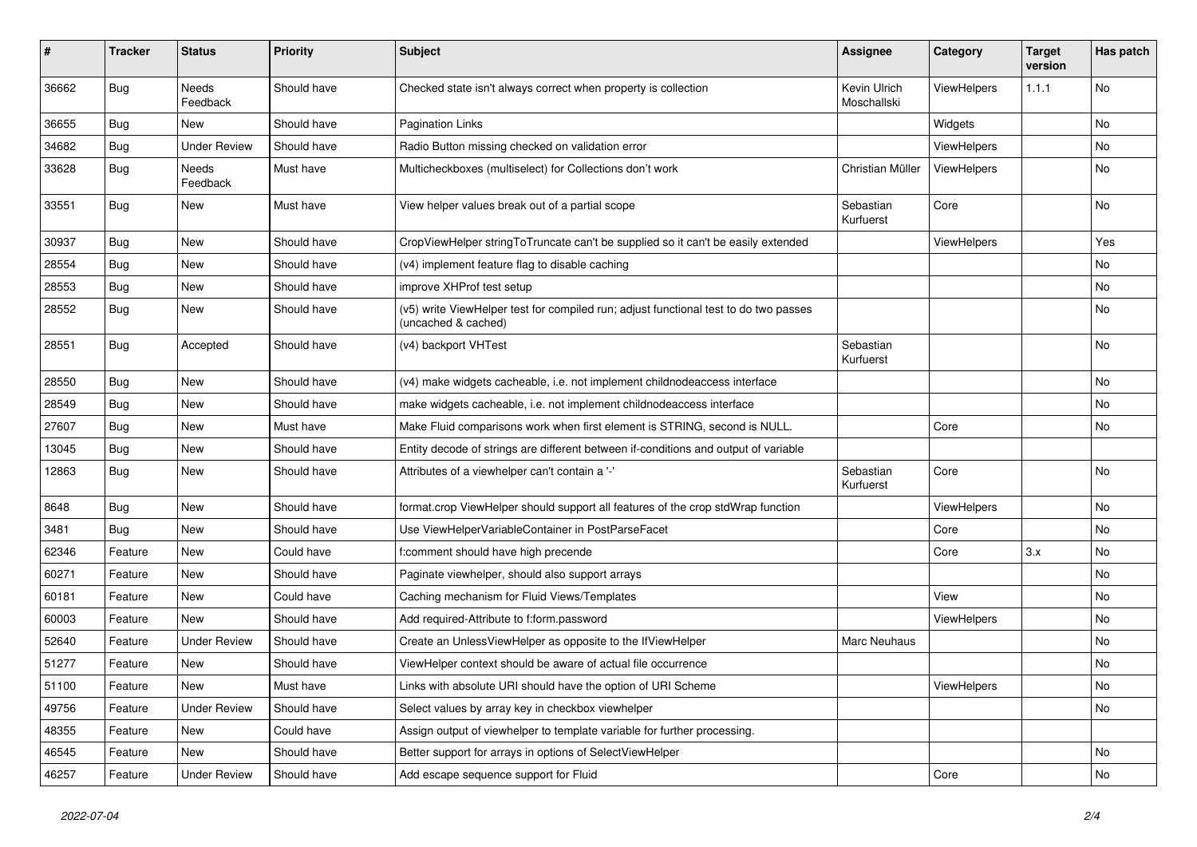| # | Tracker | Status | Priority | Subject | Assignee | Category | Target version | Has patch |
|---|---|---|---|---|---|---|---|---|
| 36662 | Bug | Needs Feedback | Should have | Checked state isn't always correct when property is collection | Kevin Ulrich Moschallski | ViewHelpers | 1.1.1 | No |
| 36655 | Bug | New | Should have | Pagination Links | | Widgets | | No |
| 34682 | Bug | Under Review | Should have | Radio Button missing checked on validation error | | ViewHelpers | | No |
| 33628 | Bug | Needs Feedback | Must have | Multicheckboxes (multiselect) for Collections don't work | Christian Müller | ViewHelpers | | No |
| 33551 | Bug | New | Must have | View helper values break out of a partial scope | Sebastian Kurfuerst | Core | | No |
| 30937 | Bug | New | Should have | CropViewHelper stringToTruncate can't be supplied so it can't be easily extended | | ViewHelpers | | Yes |
| 28554 | Bug | New | Should have | (v4) implement feature flag to disable caching | | | | No |
| 28553 | Bug | New | Should have | improve XHProf test setup | | | | No |
| 28552 | Bug | New | Should have | (v5) write ViewHelper test for compiled run; adjust functional test to do two passes (uncached & cached) | | | | No |
| 28551 | Bug | Accepted | Should have | (v4) backport VHTest | Sebastian Kurfuerst | | | No |
| 28550 | Bug | New | Should have | (v4) make widgets cacheable, i.e. not implement childnodeaccess interface | | | | No |
| 28549 | Bug | New | Should have | make widgets cacheable, i.e. not implement childnodeaccess interface | | | | No |
| 27607 | Bug | New | Must have | Make Fluid comparisons work when first element is STRING, second is NULL. | | Core | | No |
| 13045 | Bug | New | Should have | Entity decode of strings are different between if-conditions and output of variable | | | | |
| 12863 | Bug | New | Should have | Attributes of a viewhelper can't contain a '-' | Sebastian Kurfuerst | Core | | No |
| 8648 | Bug | New | Should have | format.crop ViewHelper should support all features of the crop stdWrap function | | ViewHelpers | | No |
| 3481 | Bug | New | Should have | Use ViewHelperVariableContainer in PostParseFacet | | Core | | No |
| 62346 | Feature | New | Could have | f:comment should have high precende | | Core | 3.x | No |
| 60271 | Feature | New | Should have | Paginate viewhelper, should also support arrays | | | | No |
| 60181 | Feature | New | Could have | Caching mechanism for Fluid Views/Templates | | View | | No |
| 60003 | Feature | New | Should have | Add required-Attribute to f:form.password | | ViewHelpers | | No |
| 52640 | Feature | Under Review | Should have | Create an UnlessViewHelper as opposite to the IfViewHelper | Marc Neuhaus | | | No |
| 51277 | Feature | New | Should have | ViewHelper context should be aware of actual file occurrence | | | | No |
| 51100 | Feature | New | Must have | Links with absolute URI should have the option of URI Scheme | | ViewHelpers | | No |
| 49756 | Feature | Under Review | Should have | Select values by array key in checkbox viewhelper | | | | No |
| 48355 | Feature | New | Could have | Assign output of viewhelper to template variable for further processing. | | | | |
| 46545 | Feature | New | Should have | Better support for arrays in options of SelectViewHelper | | | | No |
| 46257 | Feature | Under Review | Should have | Add escape sequence support for Fluid | | Core | | No |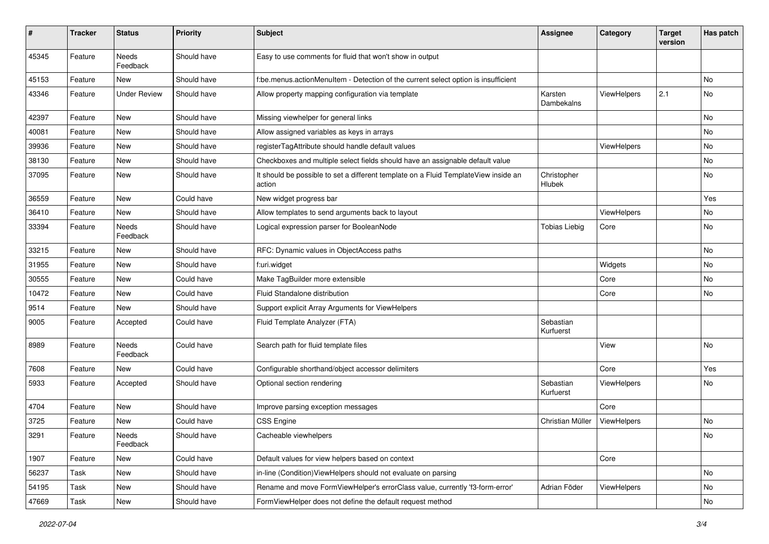| # | Tracker | Status | Priority | Subject | Assignee | Category | Target version | Has patch |
|---|---|---|---|---|---|---|---|---|
| 45345 | Feature | Needs Feedback | Should have | Easy to use comments for fluid that won't show in output | | | | |
| 45153 | Feature | New | Should have | f:be.menus.actionMenuItem - Detection of the current select option is insufficient | | | | No |
| 43346 | Feature | Under Review | Should have | Allow property mapping configuration via template | Karsten Dambekalns | ViewHelpers | 2.1 | No |
| 42397 | Feature | New | Should have | Missing viewhelper for general links | | | | No |
| 40081 | Feature | New | Should have | Allow assigned variables as keys in arrays | | | | No |
| 39936 | Feature | New | Should have | registerTagAttribute should handle default values | | ViewHelpers | | No |
| 38130 | Feature | New | Should have | Checkboxes and multiple select fields should have an assignable default value | | | | No |
| 37095 | Feature | New | Should have | It should be possible to set a different template on a Fluid TemplateView inside an action | Christopher Hlubek | | | No |
| 36559 | Feature | New | Could have | New widget progress bar | | | | Yes |
| 36410 | Feature | New | Should have | Allow templates to send arguments back to layout | | ViewHelpers | | No |
| 33394 | Feature | Needs Feedback | Should have | Logical expression parser for BooleanNode | Tobias Liebig | Core | | No |
| 33215 | Feature | New | Should have | RFC: Dynamic values in ObjectAccess paths | | | | No |
| 31955 | Feature | New | Should have | f:uri.widget | | Widgets | | No |
| 30555 | Feature | New | Could have | Make TagBuilder more extensible | | Core | | No |
| 10472 | Feature | New | Could have | Fluid Standalone distribution | | Core | | No |
| 9514 | Feature | New | Should have | Support explicit Array Arguments for ViewHelpers | | | | |
| 9005 | Feature | Accepted | Could have | Fluid Template Analyzer (FTA) | Sebastian Kurfuerst | | | |
| 8989 | Feature | Needs Feedback | Could have | Search path for fluid template files | | View | | No |
| 7608 | Feature | New | Could have | Configurable shorthand/object accessor delimiters | | Core | | Yes |
| 5933 | Feature | Accepted | Should have | Optional section rendering | Sebastian Kurfuerst | ViewHelpers | | No |
| 4704 | Feature | New | Should have | Improve parsing exception messages | | Core | | |
| 3725 | Feature | New | Could have | CSS Engine | Christian Müller | ViewHelpers | | No |
| 3291 | Feature | Needs Feedback | Should have | Cacheable viewhelpers | | | | No |
| 1907 | Feature | New | Could have | Default values for view helpers based on context | | Core | | |
| 56237 | Task | New | Should have | in-line (Condition)ViewHelpers should not evaluate on parsing | | | | No |
| 54195 | Task | New | Should have | Rename and move FormViewHelper's errorClass value, currently 'f3-form-error' | Adrian Föder | ViewHelpers | | No |
| 47669 | Task | New | Should have | FormViewHelper does not define the default request method | | | | No |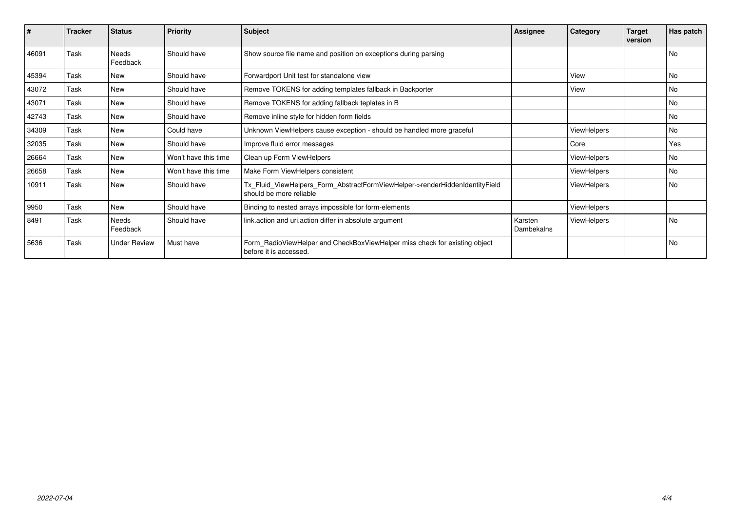| # | Tracker | Status | Priority | Subject | Assignee | Category | Target version | Has patch |
|---|---|---|---|---|---|---|---|---|
| 46091 | Task | Needs Feedback | Should have | Show source file name and position on exceptions during parsing | | | | No |
| 45394 | Task | New | Should have | Forwardport Unit test for standalone view | | View | | No |
| 43072 | Task | New | Should have | Remove TOKENS for adding templates fallback in Backporter | | View | | No |
| 43071 | Task | New | Should have | Remove TOKENS for adding fallback teplates in B | | | | No |
| 42743 | Task | New | Should have | Remove inline style for hidden form fields | | | | No |
| 34309 | Task | New | Could have | Unknown ViewHelpers cause exception - should be handled more graceful | | ViewHelpers | | No |
| 32035 | Task | New | Should have | Improve fluid error messages | | Core | | Yes |
| 26664 | Task | New | Won't have this time | Clean up Form ViewHelpers | | ViewHelpers | | No |
| 26658 | Task | New | Won't have this time | Make Form ViewHelpers consistent | | ViewHelpers | | No |
| 10911 | Task | New | Should have | Tx_Fluid_ViewHelpers_Form_AbstractFormViewHelper->renderHiddenIdentityField should be more reliable | | ViewHelpers | | No |
| 9950 | Task | New | Should have | Binding to nested arrays impossible for form-elements | | ViewHelpers | | |
| 8491 | Task | Needs Feedback | Should have | link.action and uri.action differ in absolute argument | Karsten Dambekalns | ViewHelpers | | No |
| 5636 | Task | Under Review | Must have | Form_RadioViewHelper and CheckBoxViewHelper miss check for existing object before it is accessed. | | | | No |